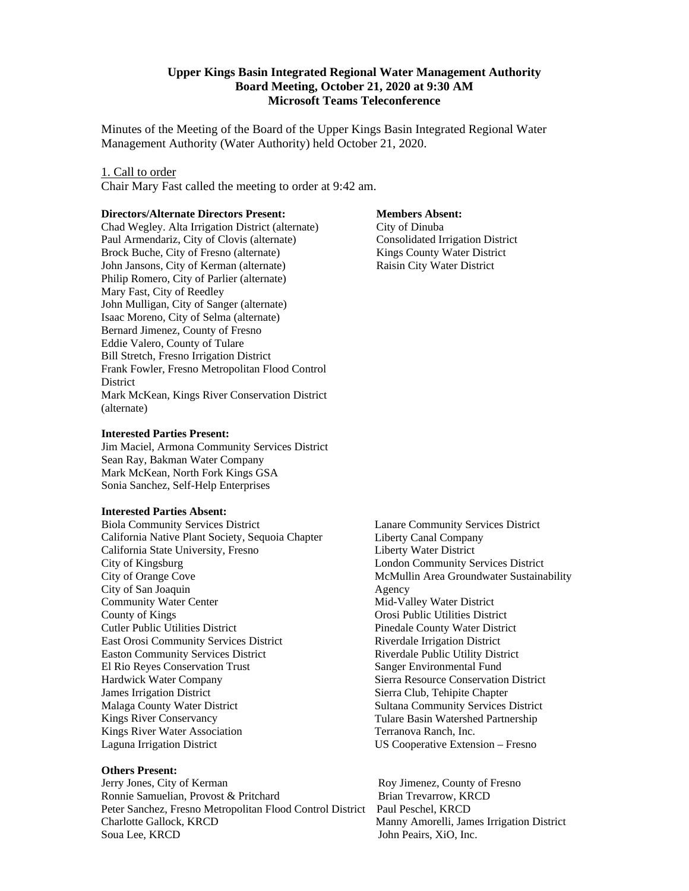**Upper Kings Basin Integrated Regional Water Management Authority**
**Board Meeting, October 21, 2020 at 9:30 AM**
**Microsoft Teams Teleconference**

Minutes of the Meeting of the Board of the Upper Kings Basin Integrated Regional Water Management Authority (Water Authority) held October 21, 2020.

1. Call to order

Chair Mary Fast called the meeting to order at 9:42 am.

**Directors/Alternate Directors Present:**

Chad Wegley. Alta Irrigation District (alternate)
Paul Armendariz, City of Clovis (alternate)
Brock Buche, City of Fresno (alternate)
John Jansons, City of Kerman (alternate)
Philip Romero, City of Parlier (alternate)
Mary Fast, City of Reedley
John Mulligan, City of Sanger (alternate)
Isaac Moreno, City of Selma (alternate)
Bernard Jimenez, County of Fresno
Eddie Valero, County of Tulare
Bill Stretch, Fresno Irrigation District
Frank Fowler, Fresno Metropolitan Flood Control District
Mark McKean, Kings River Conservation District (alternate)

**Members Absent:**

City of Dinuba
Consolidated Irrigation District
Kings County Water District
Raisin City Water District

**Interested Parties Present:**

Jim Maciel, Armona Community Services District
Sean Ray, Bakman Water Company
Mark McKean, North Fork Kings GSA
Sonia Sanchez, Self-Help Enterprises

**Interested Parties Absent:**

Biola Community Services District
California Native Plant Society, Sequoia Chapter
California State University, Fresno
City of Kingsburg
City of Orange Cove
City of San Joaquin
Community Water Center
County of Kings
Cutler Public Utilities District
East Orosi Community Services District
Easton Community Services District
El Rio Reyes Conservation Trust
Hardwick Water Company
James Irrigation District
Malaga County Water District
Kings River Conservancy
Kings River Water Association
Laguna Irrigation District
Lanare Community Services District
Liberty Canal Company
Liberty Water District
London Community Services District
McMullin Area Groundwater Sustainability Agency
Mid-Valley Water District
Orosi Public Utilities District
Pinedale County Water District
Riverdale Irrigation District
Riverdale Public Utility District
Sanger Environmental Fund
Sierra Resource Conservation District
Sierra Club, Tehipite Chapter
Sultana Community Services District
Tulare Basin Watershed Partnership
Terranova Ranch, Inc.
US Cooperative Extension – Fresno

**Others Present:**

Jerry Jones, City of Kerman
Ronnie Samuelian, Provost & Pritchard
Peter Sanchez, Fresno Metropolitan Flood Control District
Charlotte Gallock, KRCD
Soua Lee, KRCD
Roy Jimenez, County of Fresno
Brian Trevarrow, KRCD
Paul Peschel, KRCD
Manny Amorelli, James Irrigation District
John Peairs, XiO, Inc.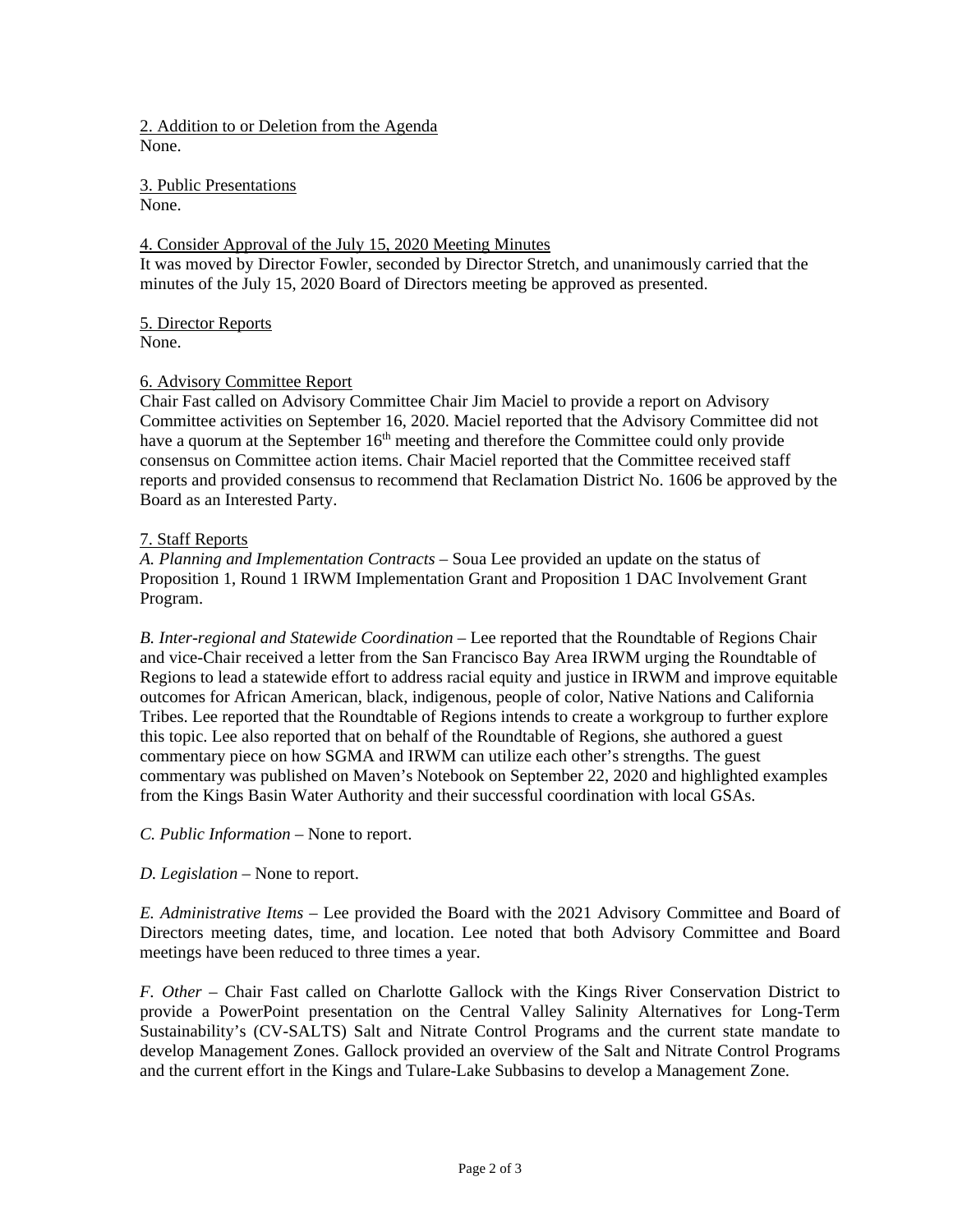2. Addition to or Deletion from the Agenda
None.

3. Public Presentations
None.

4. Consider Approval of the July 15, 2020 Meeting Minutes
It was moved by Director Fowler, seconded by Director Stretch, and unanimously carried that the minutes of the July 15, 2020 Board of Directors meeting be approved as presented.

5. Director Reports
None.

6. Advisory Committee Report
Chair Fast called on Advisory Committee Chair Jim Maciel to provide a report on Advisory Committee activities on September 16, 2020. Maciel reported that the Advisory Committee did not have a quorum at the September 16th meeting and therefore the Committee could only provide consensus on Committee action items. Chair Maciel reported that the Committee received staff reports and provided consensus to recommend that Reclamation District No. 1606 be approved by the Board as an Interested Party.

7. Staff Reports
*A. Planning and Implementation Contracts* – Soua Lee provided an update on the status of Proposition 1, Round 1 IRWM Implementation Grant and Proposition 1 DAC Involvement Grant Program.

*B. Inter-regional and Statewide Coordination* – Lee reported that the Roundtable of Regions Chair and vice-Chair received a letter from the San Francisco Bay Area IRWM urging the Roundtable of Regions to lead a statewide effort to address racial equity and justice in IRWM and improve equitable outcomes for African American, black, indigenous, people of color, Native Nations and California Tribes. Lee reported that the Roundtable of Regions intends to create a workgroup to further explore this topic. Lee also reported that on behalf of the Roundtable of Regions, she authored a guest commentary piece on how SGMA and IRWM can utilize each other's strengths. The guest commentary was published on Maven's Notebook on September 22, 2020 and highlighted examples from the Kings Basin Water Authority and their successful coordination with local GSAs.

*C. Public Information* – None to report.

*D. Legislation* – None to report.

*E. Administrative Items* – Lee provided the Board with the 2021 Advisory Committee and Board of Directors meeting dates, time, and location. Lee noted that both Advisory Committee and Board meetings have been reduced to three times a year.

*F. Other* – Chair Fast called on Charlotte Gallock with the Kings River Conservation District to provide a PowerPoint presentation on the Central Valley Salinity Alternatives for Long-Term Sustainability's (CV-SALTS) Salt and Nitrate Control Programs and the current state mandate to develop Management Zones. Gallock provided an overview of the Salt and Nitrate Control Programs and the current effort in the Kings and Tulare-Lake Subbasins to develop a Management Zone.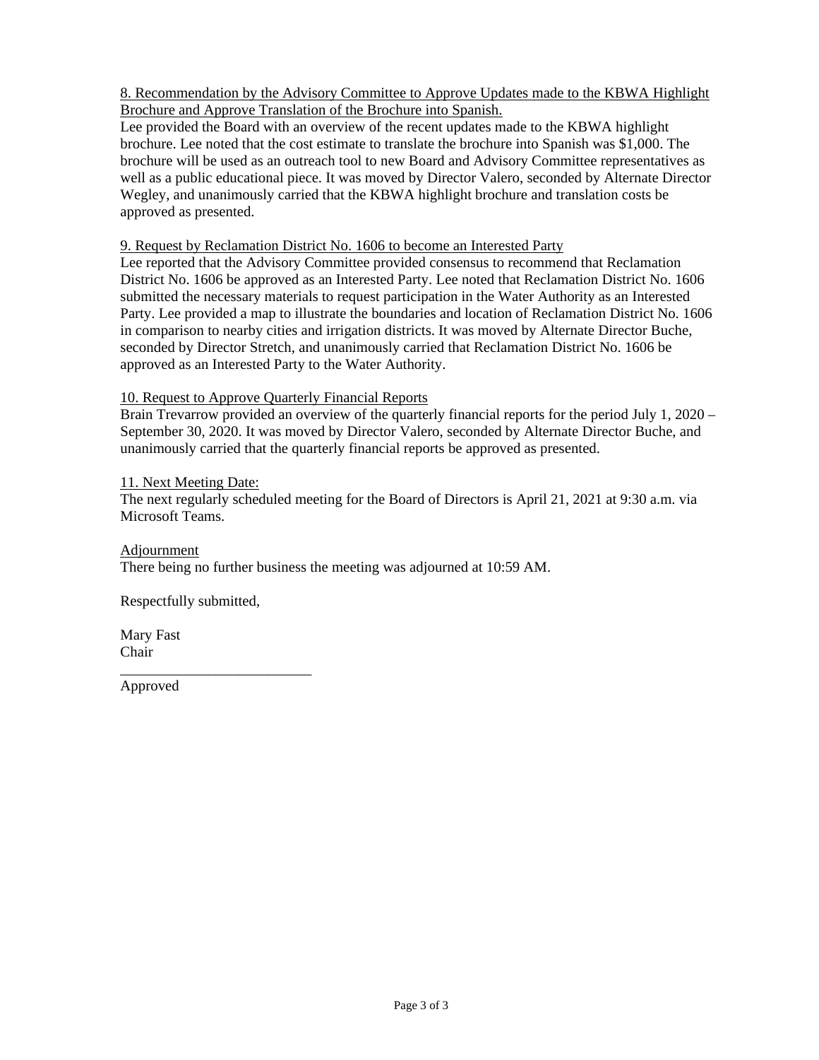8. Recommendation by the Advisory Committee to Approve Updates made to the KBWA Highlight Brochure and Approve Translation of the Brochure into Spanish.

Lee provided the Board with an overview of the recent updates made to the KBWA highlight brochure. Lee noted that the cost estimate to translate the brochure into Spanish was $1,000. The brochure will be used as an outreach tool to new Board and Advisory Committee representatives as well as a public educational piece. It was moved by Director Valero, seconded by Alternate Director Wegley, and unanimously carried that the KBWA highlight brochure and translation costs be approved as presented.

9. Request by Reclamation District No. 1606 to become an Interested Party

Lee reported that the Advisory Committee provided consensus to recommend that Reclamation District No. 1606 be approved as an Interested Party. Lee noted that Reclamation District No. 1606 submitted the necessary materials to request participation in the Water Authority as an Interested Party. Lee provided a map to illustrate the boundaries and location of Reclamation District No. 1606 in comparison to nearby cities and irrigation districts. It was moved by Alternate Director Buche, seconded by Director Stretch, and unanimously carried that Reclamation District No. 1606 be approved as an Interested Party to the Water Authority.

10. Request to Approve Quarterly Financial Reports

Brain Trevarrow provided an overview of the quarterly financial reports for the period July 1, 2020 – September 30, 2020. It was moved by Director Valero, seconded by Alternate Director Buche, and unanimously carried that the quarterly financial reports be approved as presented.

11. Next Meeting Date:

The next regularly scheduled meeting for the Board of Directors is April 21, 2021 at 9:30 a.m. via Microsoft Teams.

Adjournment

There being no further business the meeting was adjourned at 10:59 AM.

Respectfully submitted,

Mary Fast
Chair

__________________________
Approved